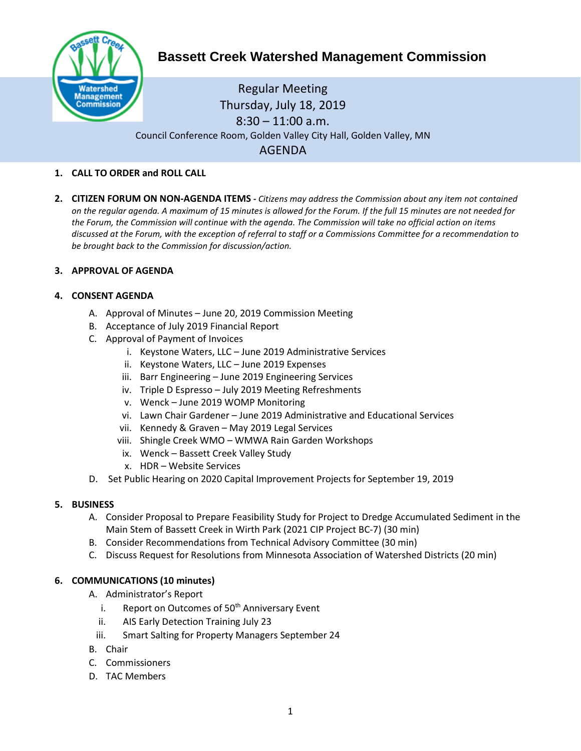# Bassett Creek Watershed Management Commission

Regular Meeting
Thursday, July 18, 2019
8:30 – 11:00 a.m.
Council Conference Room, Golden Valley City Hall, Golden Valley, MN

AGENDA

1. **CALL TO ORDER and ROLL CALL**

2. **CITIZEN FORUM ON NON-AGENDA ITEMS -** *Citizens may address the Commission about any item not contained on the regular agenda. A maximum of 15 minutes is allowed for the Forum. If the full 15 minutes are not needed for the Forum, the Commission will continue with the agenda. The Commission will take no official action on items discussed at the Forum, with the exception of referral to staff or a Commissions Committee for a recommendation to be brought back to the Commission for discussion/action.*

3. **APPROVAL OF AGENDA**

4. **CONSENT AGENDA**
   - A. Approval of Minutes – June 20, 2019 Commission Meeting
   - B. Acceptance of July 2019 Financial Report
   - C. Approval of Payment of Invoices
     - i. Keystone Waters, LLC – June 2019 Administrative Services
     - ii. Keystone Waters, LLC – June 2019 Expenses
     - iii. Barr Engineering – June 2019 Engineering Services
     - iv. Triple D Espresso – July 2019 Meeting Refreshments
     - v. Wenck – June 2019 WOMP Monitoring
     - vi. Lawn Chair Gardener – June 2019 Administrative and Educational Services
     - vii. Kennedy & Graven – May 2019 Legal Services
     - viii. Shingle Creek WMO – WMWA Rain Garden Workshops
     - ix. Wenck – Bassett Creek Valley Study
     - x. HDR – Website Services
   - D. Set Public Hearing on 2020 Capital Improvement Projects for September 19, 2019

5. **BUSINESS**
   - A. Consider Proposal to Prepare Feasibility Study for Project to Dredge Accumulated Sediment in the Main Stem of Bassett Creek in Wirth Park (2021 CIP Project BC-7) (30 min)
   - B. Consider Recommendations from Technical Advisory Committee (30 min)
   - C. Discuss Request for Resolutions from Minnesota Association of Watershed Districts (20 min)

6. **COMMUNICATIONS (10 minutes)**
   - A. Administrator's Report
     - i. Report on Outcomes of 50th Anniversary Event
     - ii. AIS Early Detection Training July 23
     - iii. Smart Salting for Property Managers September 24
   - B. Chair
   - C. Commissioners
   - D. TAC Members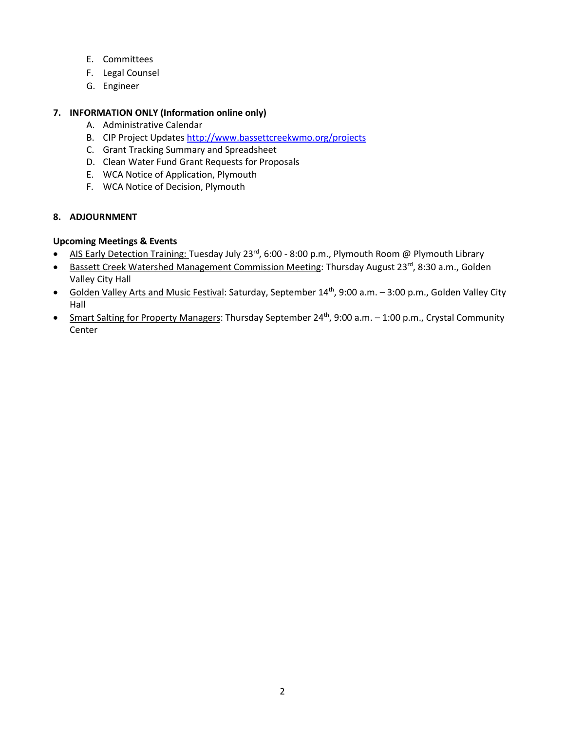E. Committees
F. Legal Counsel
G. Engineer

**7. INFORMATION ONLY (Information online only)**

A. Administrative Calendar
B. CIP Project Updates http://www.bassettcreekwmo.org/projects
C. Grant Tracking Summary and Spreadsheet
D. Clean Water Fund Grant Requests for Proposals
E. WCA Notice of Application, Plymouth
F. WCA Notice of Decision, Plymouth

**8. ADJOURNMENT**

**Upcoming Meetings & Events**

- AIS Early Detection Training: Tuesday July 23rd, 6:00 - 8:00 p.m., Plymouth Room @ Plymouth Library
- Bassett Creek Watershed Management Commission Meeting: Thursday August 23rd, 8:30 a.m., Golden Valley City Hall
- Golden Valley Arts and Music Festival: Saturday, September 14th, 9:00 a.m. – 3:00 p.m., Golden Valley City Hall
- Smart Salting for Property Managers: Thursday September 24th, 9:00 a.m. – 1:00 p.m., Crystal Community Center